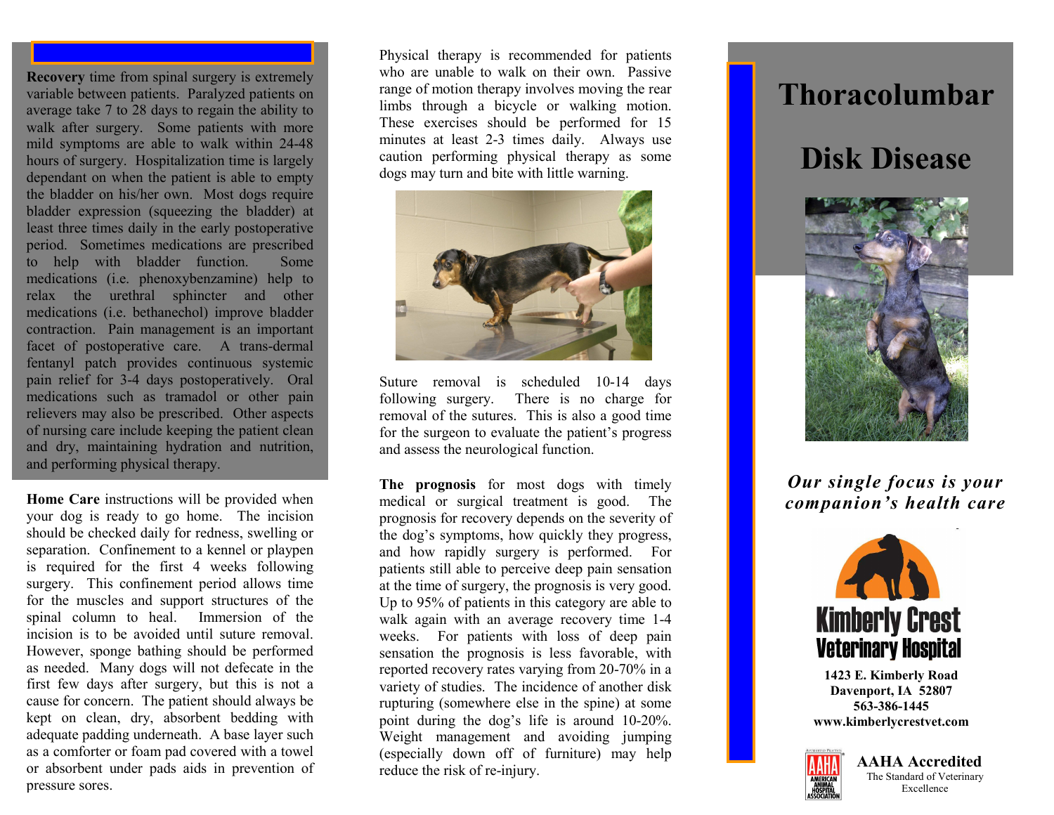**Recovery** time from spinal surgery is extremely variable between patients. Paralyzed patients on average take 7 to 28 days to regain the ability to walk after surgery. Some patients with more mild symptoms are able to walk within 24-48 hours of surgery. Hospitalization time is largely dependant on when the patient is able to empty the bladder on his/her own. Most dogs require bladder expression (squeezing the bladder) at least three times daily in the early postoperative period. Sometimes medications are prescribed to help with bladder function. Some medications (i.e. phenoxybenzamine) help to relax the urethral sphincter and other medications (i.e. bethanechol) improve bladder contraction. Pain management is an important facet of postoperative care. A trans-dermal fentanyl patch provides continuous systemic pain relief for 3-4 days postoperatively. Oral medications such as tramadol or other pain relievers may also be prescribed. Other aspects of nursing care include keeping the patient clean and dry, maintaining hydration and nutrition, and performing physical therapy.

**Home Care** instructions will be provided when your dog is ready to go home. The incision should be checked daily for redness, swelling or separation. Confinement to a kennel or playpen is required for the first 4 weeks following surgery. This confinement period allows time for the muscles and support structures of the spinal column to heal. Immersion of the incision is to be avoided until suture removal. However, sponge bathing should be performed as needed. Many dogs will not defecate in the first few days after surgery, but this is not a cause for concern. The patient should always be kept on clean, dry, absorbent bedding with adequate padding underneath. A base layer such as a comforter or foam pad covered with a towel or absorbent under pads aids in prevention of pressure sores.

Physical therapy is recommended for patients who are unable to walk on their own. Passive range of motion therapy involves moving the rear limbs through a bicycle or walking motion. These exercises should be performed for 15 minutes at least 2-3 times daily. Always use caution performing physical therapy as some dogs may turn and bite with little warning.

Suture removal is scheduled 10-14 days following surgery. There is no charge for removal of the sutures. This is also a good time for the surgeon to evaluate the patient's progress and assess the neurological function.

**The prognosis** for most dogs with timely medical or surgical treatment is good. The prognosis for recovery depends on the severity of the dog's symptoms, how quickly they progress, and how rapidly surgery is performed. For patients still able to perceive deep pain sensation at the time of surgery, the prognosis is very good. Up to 95% of patients in this category are able to walk again with an average recovery time 1-4 weeks. For patients with loss of deep pain sensation the prognosis is less favorable, with reported recovery rates varying from 20-70% in a variety of studies. The incidence of another disk rupturing (somewhere else in the spine) at some point during the dog's life is around 10-20%. Weight management and avoiding jumping (especially down off of furniture) may help reduce the risk of re-injury.

# Thoracolumbar Disk Disease

***Our single focus is your companion's health care***

**Kimberly Crest Veterinary Hospital**

**1423 E. Kimberly Road**
**Davenport, IA 52807**
**563-386-1445**
**www.kimberlycrestvet.com**

**AAHA Accredited**
The Standard of Veterinary Excellence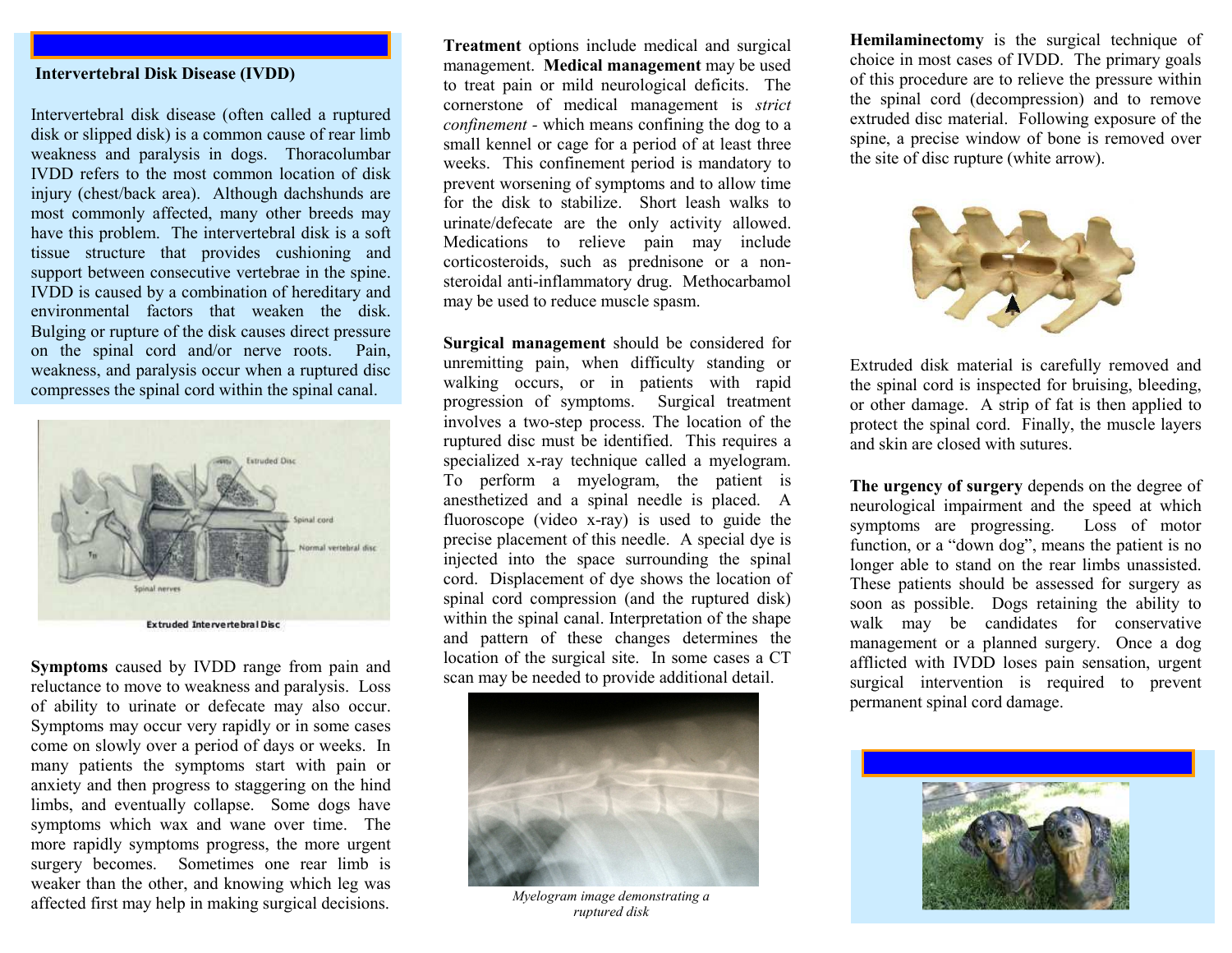**Intervertebral Disk Disease (IVDD)**

Intervertebral disk disease (often called a ruptured disk or slipped disk) is a common cause of rear limb weakness and paralysis in dogs. Thoracolumbar IVDD refers to the most common location of disk injury (chest/back area). Although dachshunds are most commonly affected, many other breeds may have this problem. The intervertebral disk is a soft tissue structure that provides cushioning and support between consecutive vertebrae in the spine. IVDD is caused by a combination of hereditary and environmental factors that weaken the disk. Bulging or rupture of the disk causes direct pressure on the spinal cord and/or nerve roots. Pain, weakness, and paralysis occur when a ruptured disc compresses the spinal cord within the spinal canal.

Extruded Disc
Spinal cord
Normal vertebral disc
Spinal nerves

Extruded Intervertebral Disc

**Symptoms** caused by IVDD range from pain and reluctance to move to weakness and paralysis. Loss of ability to urinate or defecate may also occur. Symptoms may occur very rapidly or in some cases come on slowly over a period of days or weeks. In many patients the symptoms start with pain or anxiety and then progress to staggering on the hind limbs, and eventually collapse. Some dogs have symptoms which wax and wane over time. The more rapidly symptoms progress, the more urgent surgery becomes. Sometimes one rear limb is weaker than the other, and knowing which leg was affected first may help in making surgical decisions.

**Treatment** options include medical and surgical management. **Medical management** may be used to treat pain or mild neurological deficits. The cornerstone of medical management is *strict confinement* - which means confining the dog to a small kennel or cage for a period of at least three weeks. This confinement period is mandatory to prevent worsening of symptoms and to allow time for the disk to stabilize. Short leash walks to urinate/defecate are the only activity allowed. Medications to relieve pain may include corticosteroids, such as prednisone or a non-steroidal anti-inflammatory drug. Methocarbamol may be used to reduce muscle spasm.

**Surgical management** should be considered for unremitting pain, when difficulty standing or walking occurs, or in patients with rapid progression of symptoms. Surgical treatment involves a two-step process. The location of the ruptured disc must be identified. This requires a specialized x-ray technique called a myelogram. To perform a myelogram, the patient is anesthetized and a spinal needle is placed. A fluoroscope (video x-ray) is used to guide the precise placement of this needle. A special dye is injected into the space surrounding the spinal cord. Displacement of dye shows the location of spinal cord compression (and the ruptured disk) within the spinal canal. Interpretation of the shape and pattern of these changes determines the location of the surgical site. In some cases a CT scan may be needed to provide additional detail.

*Myelogram image demonstrating a ruptured disk*

**Hemilaminectomy** is the surgical technique of choice in most cases of IVDD. The primary goals of this procedure are to relieve the pressure within the spinal cord (decompression) and to remove extruded disc material. Following exposure of the spine, a precise window of bone is removed over the site of disc rupture (white arrow).

Extruded disk material is carefully removed and the spinal cord is inspected for bruising, bleeding, or other damage. A strip of fat is then applied to protect the spinal cord. Finally, the muscle layers and skin are closed with sutures.

**The urgency of surgery** depends on the degree of neurological impairment and the speed at which symptoms are progressing. Loss of motor function, or a "down dog", means the patient is no longer able to stand on the rear limbs unassisted. These patients should be assessed for surgery as soon as possible. Dogs retaining the ability to walk may be candidates for conservative management or a planned surgery. Once a dog afflicted with IVDD loses pain sensation, urgent surgical intervention is required to prevent permanent spinal cord damage.